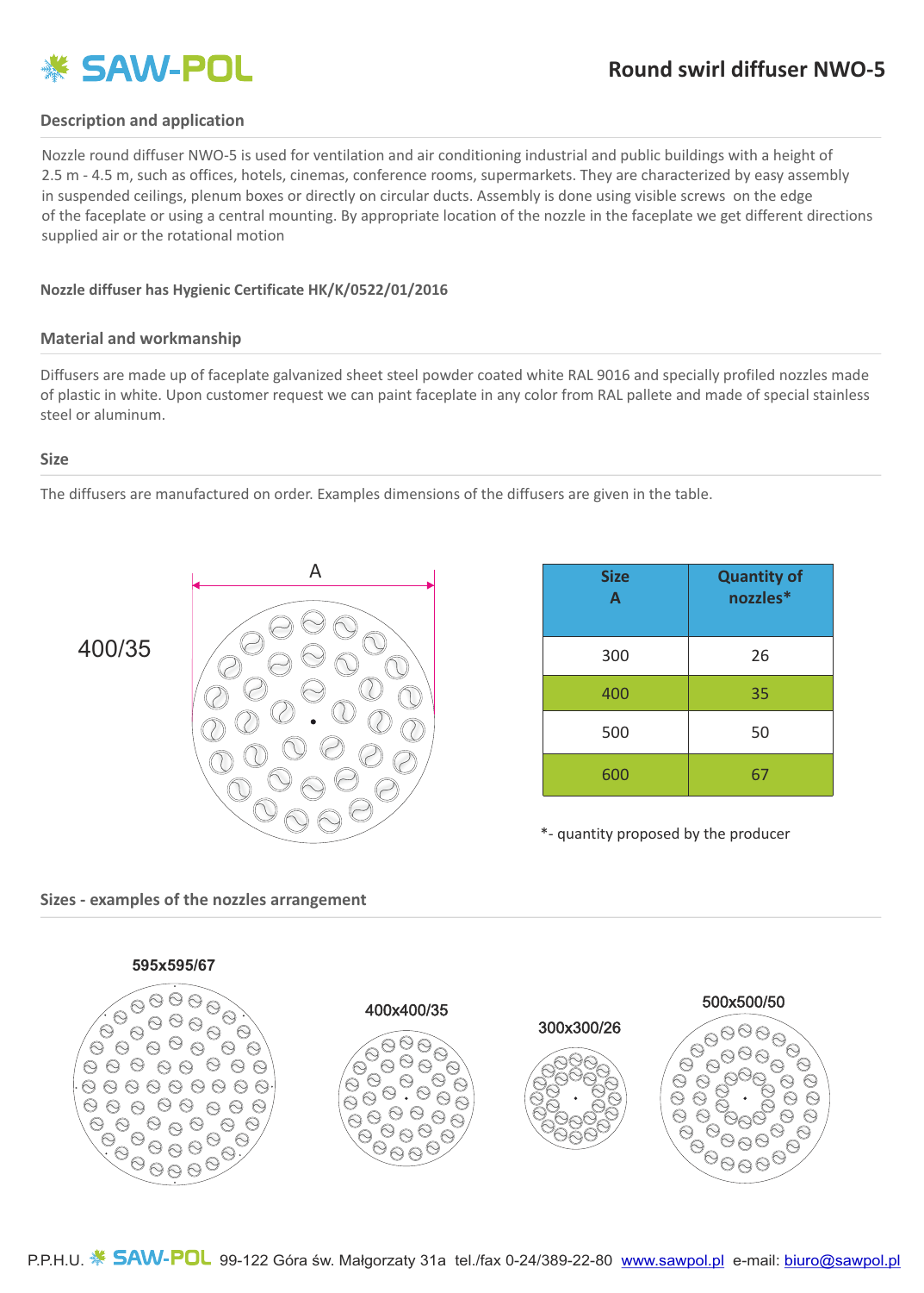# SAW-POL

## Round swirl diffuser NWO-5

### Description and application

Nozzle round diffuser NWO-5 is used for ventilation and air conditioning industrial and public buildings with a height of 2.5 m - 4.5 m, such as offices, hotels, cinemas, conference rooms, supermarkets. They are characterized by easy assembly in suspended ceilings, plenum boxes or directly on circular ducts. Assembly is done using visible screws on the edge of the faceplate or using a central mounting. By appropriate location of the nozzle in the faceplate we get different directions supplied air or the rotational motion

**Nozzle diffuser has Hygienic Certificate HK/K/0522/01/2016**

### Material and workmanship

Diffusers are made up of faceplate galvanized sheet steel powder coated white RAL 9016 and specially profiled nozzles made of plastic in white. Upon customer request we can paint faceplate in any color from RAL pallete and made of special stainless steel or aluminum.

### Size

The diffusers are manufactured on order. Examples dimensions of the diffusers are given in the table.

400/35

A

| Size A | Quantity of nozzles* |
|---|---|
| 300 | 26 |
| 400 | 35 |
| 500 | 50 |
| 600 | 67 |

*- quantity proposed by the producer

### Sizes - examples of the nozzles arrangement

595x595/67

400x400/35

300x300/26

500x500/50

P.P.H.U. SAW-POL 99-122 Góra św. Małgorzaty 31a tel./fax 0-24/389-22-80 www.sawpol.pl e-mail: biuro@sawpol.pl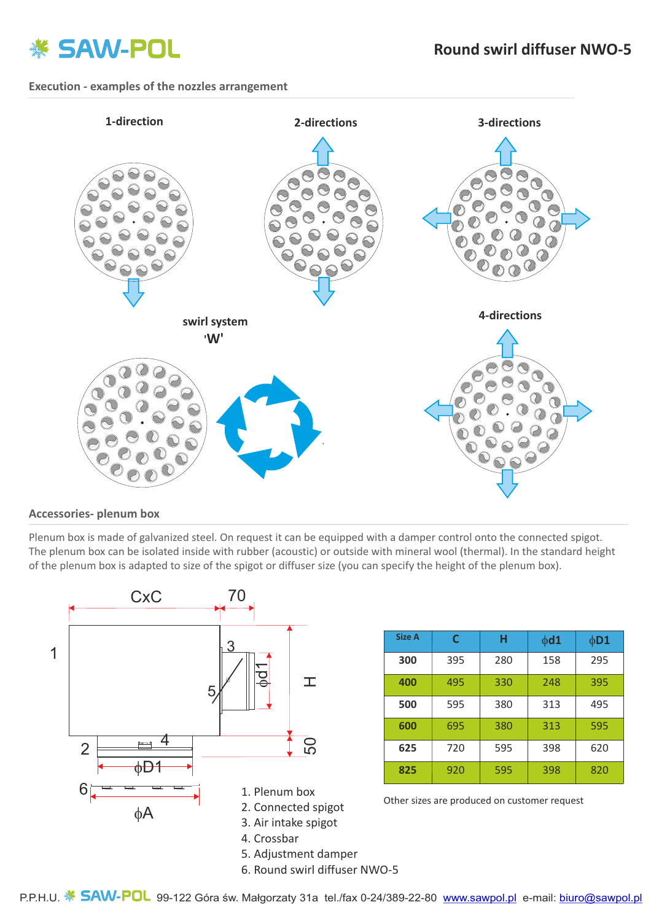# Round swirl diffuser NWO-5

## Execution - examples of the nozzles arrangement

1-direction

2-directions

3-directions

swirl system 'W'

4-directions

## Accessories- plenum box

Plenum box is made of galvanized steel. On request it can be equipped with a damper control onto the connected spigot. The plenum box can be isolated inside with rubber (acoustic) or outside with mineral wool (thermal). In the standard height of the plenum box is adapted to size of the spigot or diffuser size (you can specify the height of the plenum box).

CxC

70

H

50

ϕd1

ϕD1

ϕA

1. Plenum box
2. Connected spigot
3. Air intake spigot
4. Crossbar
5. Adjustment damper
6. Round swirl diffuser NWO-5

| Size A | C | H | ϕd1 | ϕD1 |
|---|---|---|---|---|
| 300 | 395 | 280 | 158 | 295 |
| 400 | 495 | 330 | 248 | 395 |
| 500 | 595 | 380 | 313 | 495 |
| 600 | 695 | 380 | 313 | 595 |
| 625 | 720 | 595 | 398 | 620 |
| 825 | 920 | 595 | 398 | 820 |

Other sizes are produced on customer request

P.P.H.U. SAW-POL 99-122 Góra św. Małgorzaty 31a tel./fax 0-24/389-22-80 www.sawpol.pl e-mail: biuro@sawpol.pl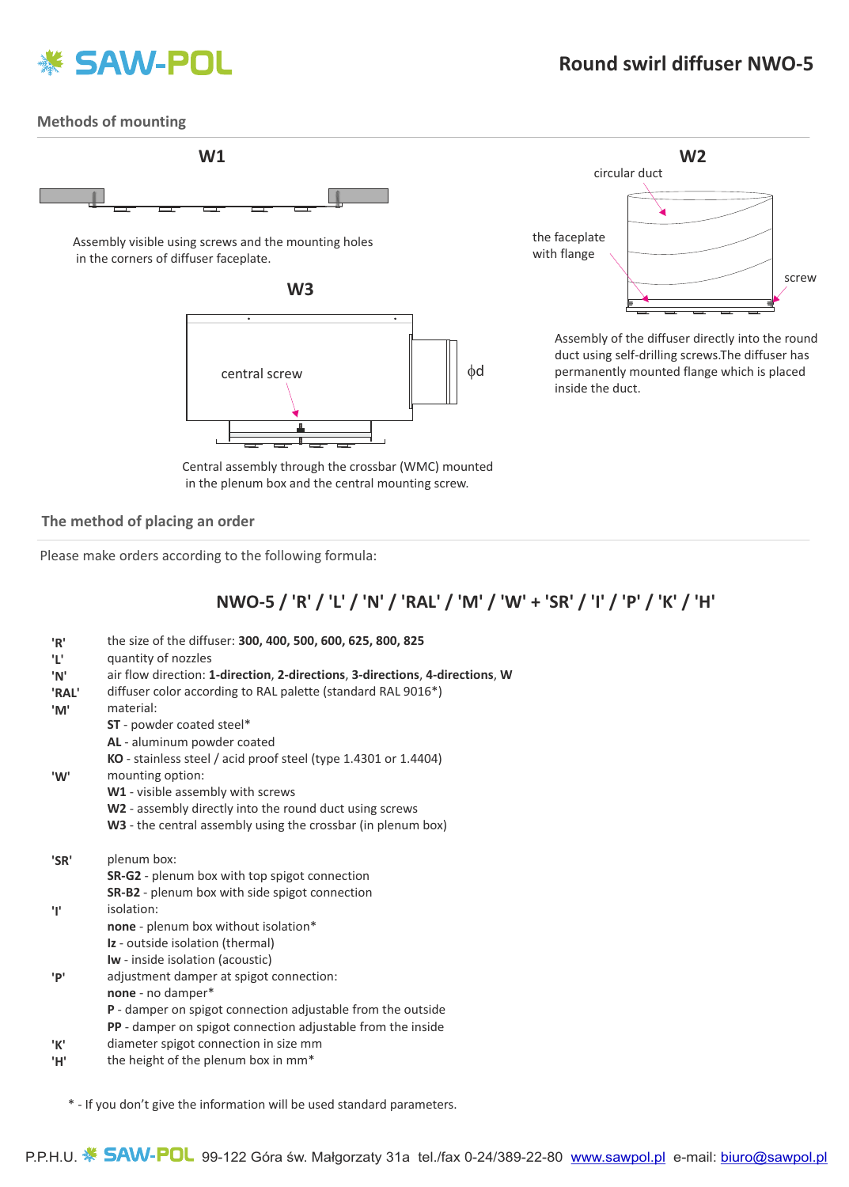# Round swirl diffuser NWO-5

## Methods of mounting

**W1**

Assembly visible using screws and the mounting holes in the corners of diffuser faceplate.

**W2**

circular duct

the faceplate with flange

screw

Assembly of the diffuser directly into the round duct using self-drilling screws.The diffuser has permanently mounted flange which is placed inside the duct.

**W3**

central screw

ϕd

Central assembly through the crossbar (WMC) mounted in the plenum box and the central mounting screw.

## The method of placing an order

Please make orders according to the following formula:

**NWO-5 / 'R' / 'L' / 'N' / 'RAL' / 'M' / 'W' + 'SR' / 'I' / 'P' / 'K' / 'H'**

| | |
|---|---|
| **'R'** | the size of the diffuser: **300, 400, 500, 600, 625, 800, 825** |
| **'L'** | quantity of nozzles |
| **'N'** | air flow direction: **1-direction**, **2-directions**, **3-directions**, **4-directions**, **W** |
| **'RAL'** | diffuser color according to RAL palette (standard RAL 9016*) |
| **'M'** | material:<br>**ST** - powder coated steel*<br>**AL** - aluminum powder coated<br>**KO** - stainless steel / acid proof steel (type 1.4301 or 1.4404) |
| **'W'** | mounting option:<br>**W1** - visible assembly with screws<br>**W2** - assembly directly into the round duct using screws<br>**W3** - the central assembly using the crossbar (in plenum box) |
| **'SR'** | plenum box:<br>**SR-G2** - plenum box with top spigot connection<br>**SR-B2** - plenum box with side spigot connection |
| **'I'** | isolation:<br>**none** - plenum box without isolation*<br>**Iz** - outside isolation (thermal)<br>**Iw** - inside isolation (acoustic) |
| **'P'** | adjustment damper at spigot connection:<br>**none** - no damper*<br>**P** - damper on spigot connection adjustable from the outside<br>**PP** - damper on spigot connection adjustable from the inside |
| **'K'** | diameter spigot connection in size mm |
| **'H'** | the height of the plenum box in mm* |

* - If you don't give the information will be used standard parameters.

P.P.H.U. SAW-POL 99-122 Góra św. Małgorzaty 31a tel./fax 0-24/389-22-80 www.sawpol.pl e-mail: biuro@sawpol.pl